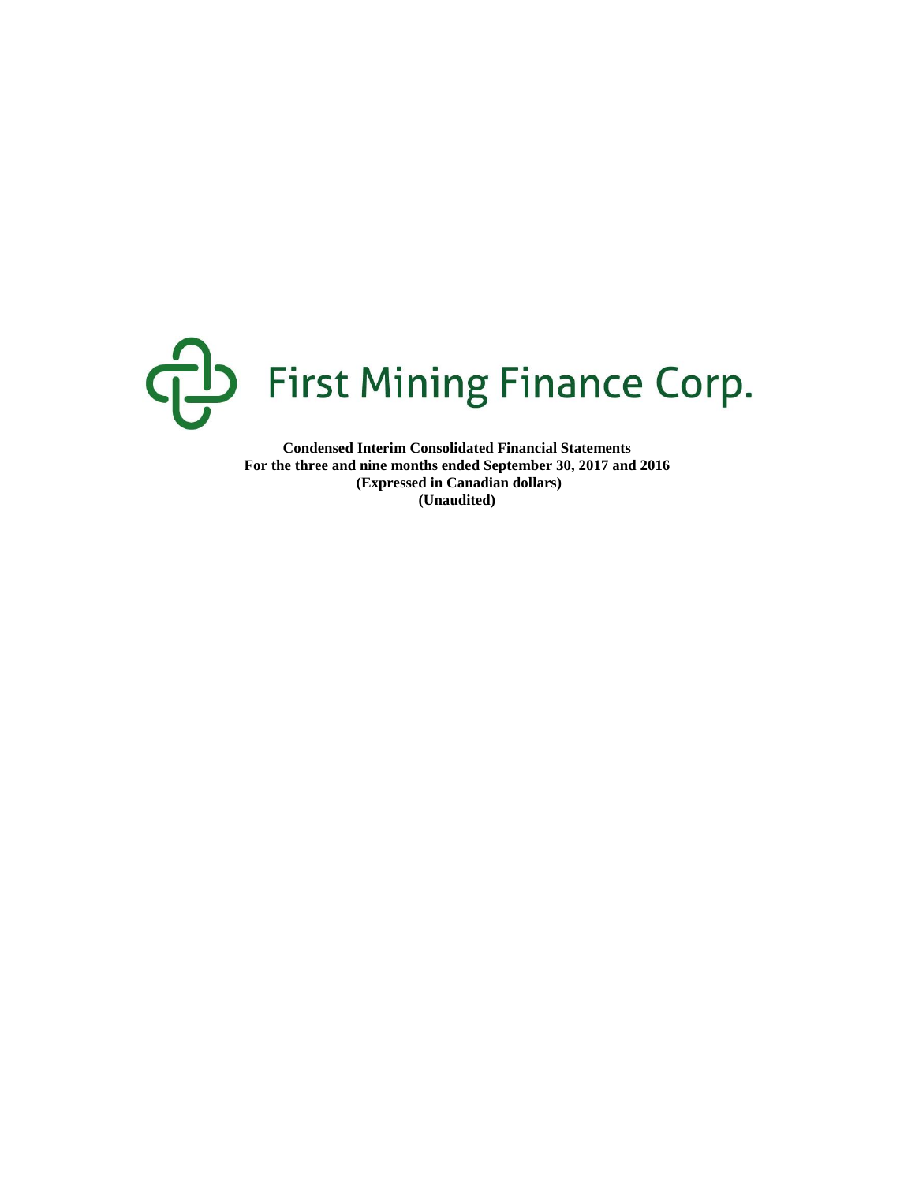# First Mining Finance Corp.

**Condensed Interim Consolidated Financial Statements**
**For the three and nine months ended September 30, 2017 and 2016**
**(Expressed in Canadian dollars)**
**(Unaudited)**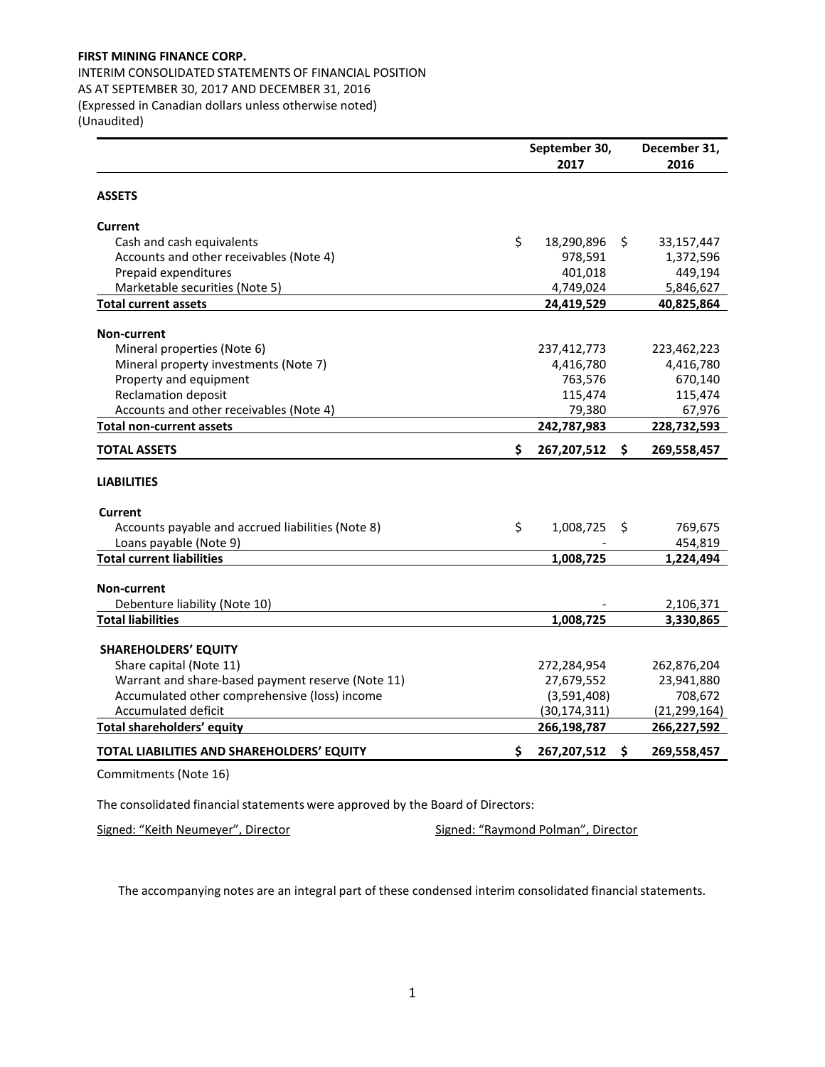**FIRST MINING FINANCE CORP.**

INTERIM CONSOLIDATED STATEMENTS OF FINANCIAL POSITION
AS AT SEPTEMBER 30, 2017 AND DECEMBER 31, 2016
(Expressed in Canadian dollars unless otherwise noted)
(Unaudited)

| | September 30, 2017 | December 31, 2016 |
|---|---|---|
| **ASSETS** | | |
| **Current** | | |
| Cash and cash equivalents | $ 18,290,896 | $ 33,157,447 |
| Accounts and other receivables (Note 4) | 978,591 | 1,372,596 |
| Prepaid expenditures | 401,018 | 449,194 |
| Marketable securities (Note 5) | 4,749,024 | 5,846,627 |
| **Total current assets** | **24,419,529** | **40,825,864** |
| **Non-current** | | |
| Mineral properties (Note 6) | 237,412,773 | 223,462,223 |
| Mineral property investments (Note 7) | 4,416,780 | 4,416,780 |
| Property and equipment | 763,576 | 670,140 |
| Reclamation deposit | 115,474 | 115,474 |
| Accounts and other receivables (Note 4) | 79,380 | 67,976 |
| **Total non-current assets** | **242,787,983** | **228,732,593** |
| **TOTAL ASSETS** | **$ 267,207,512** | **$ 269,558,457** |
| **LIABILITIES** | | |
| **Current** | | |
| Accounts payable and accrued liabilities (Note 8) | $ 1,008,725 | $ 769,675 |
| Loans payable (Note 9) | - | 454,819 |
| **Total current liabilities** | **1,008,725** | **1,224,494** |
| **Non-current** | | |
| Debenture liability (Note 10) | - | 2,106,371 |
| **Total liabilities** | **1,008,725** | **3,330,865** |
| **SHAREHOLDERS' EQUITY** | | |
| Share capital (Note 11) | 272,284,954 | 262,876,204 |
| Warrant and share-based payment reserve (Note 11) | 27,679,552 | 23,941,880 |
| Accumulated other comprehensive (loss) income | (3,591,408) | 708,672 |
| Accumulated deficit | (30,174,311) | (21,299,164) |
| **Total shareholders' equity** | **266,198,787** | **266,227,592** |
| **TOTAL LIABILITIES AND SHAREHOLDERS' EQUITY** | **$ 267,207,512** | **$ 269,558,457** |

Commitments (Note 16)

The consolidated financial statements were approved by the Board of Directors:

Signed: "Keith Neumeyer", Director    Signed: "Raymond Polman", Director

The accompanying notes are an integral part of these condensed interim consolidated financial statements.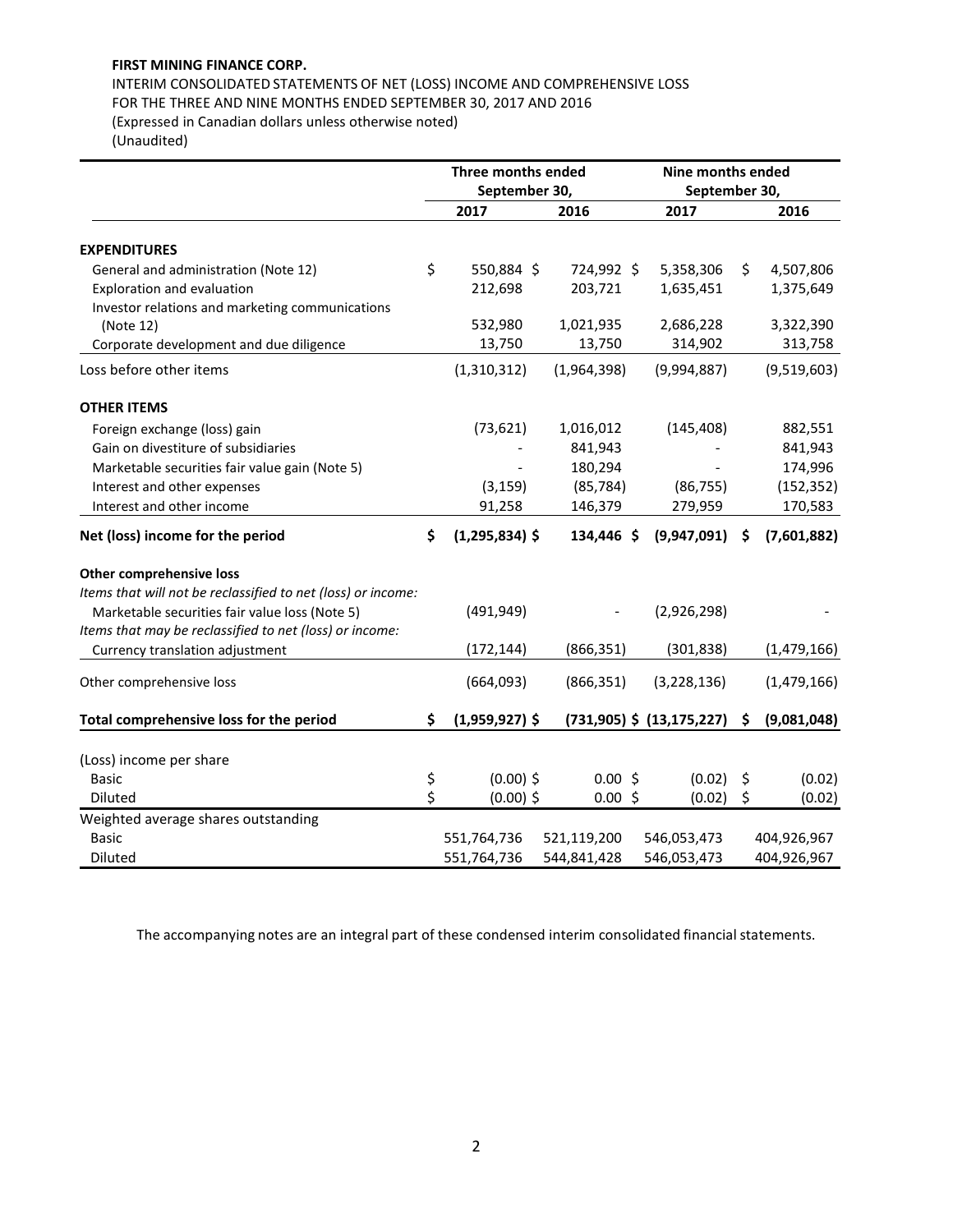**FIRST MINING FINANCE CORP.**

INTERIM CONSOLIDATED STATEMENTS OF NET (LOSS) INCOME AND COMPREHENSIVE LOSS
FOR THE THREE AND NINE MONTHS ENDED SEPTEMBER 30, 2017 AND 2016
(Expressed in Canadian dollars unless otherwise noted)
(Unaudited)

| | Three months ended September 30, | | Nine months ended September 30, | |
|---|---|---|---|---|
| | 2017 | 2016 | 2017 | 2016 |
| **EXPENDITURES** | | | | |
| General and administration (Note 12) | $ 550,884 | $ 724,992 | $ 5,358,306 | $ 4,507,806 |
| Exploration and evaluation | 212,698 | 203,721 | 1,635,451 | 1,375,649 |
| Investor relations and marketing communications (Note 12) | 532,980 | 1,021,935 | 2,686,228 | 3,322,390 |
| Corporate development and due diligence | 13,750 | 13,750 | 314,902 | 313,758 |
| Loss before other items | (1,310,312) | (1,964,398) | (9,994,887) | (9,519,603) |
| **OTHER ITEMS** | | | | |
| Foreign exchange (loss) gain | (73,621) | 1,016,012 | (145,408) | 882,551 |
| Gain on divestiture of subsidiaries | - | 841,943 | - | 841,943 |
| Marketable securities fair value gain (Note 5) | - | 180,294 | - | 174,996 |
| Interest and other expenses | (3,159) | (85,784) | (86,755) | (152,352) |
| Interest and other income | 91,258 | 146,379 | 279,959 | 170,583 |
| **Net (loss) income for the period** | **$ (1,295,834)** | **$ 134,446** | **$ (9,947,091)** | **$ (7,601,882)** |
| **Other comprehensive loss** | | | | |
| *Items that will not be reclassified to net (loss) or income:* | | | | |
| Marketable securities fair value loss (Note 5) | (491,949) | - | (2,926,298) | - |
| *Items that may be reclassified to net (loss) or income:* | | | | |
| Currency translation adjustment | (172,144) | (866,351) | (301,838) | (1,479,166) |
| Other comprehensive loss | (664,093) | (866,351) | (3,228,136) | (1,479,166) |
| **Total comprehensive loss for the period** | **$ (1,959,927)** | **$ (731,905)** | **$ (13,175,227)** | **$ (9,081,048)** |
| (Loss) income per share | | | | |
| Basic | $ (0.00) | $ 0.00 | $ (0.02) | $ (0.02) |
| Diluted | $ (0.00) | $ 0.00 | $ (0.02) | $ (0.02) |
| Weighted average shares outstanding | | | | |
| Basic | 551,764,736 | 521,119,200 | 546,053,473 | 404,926,967 |
| Diluted | 551,764,736 | 544,841,428 | 546,053,473 | 404,926,967 |

The accompanying notes are an integral part of these condensed interim consolidated financial statements.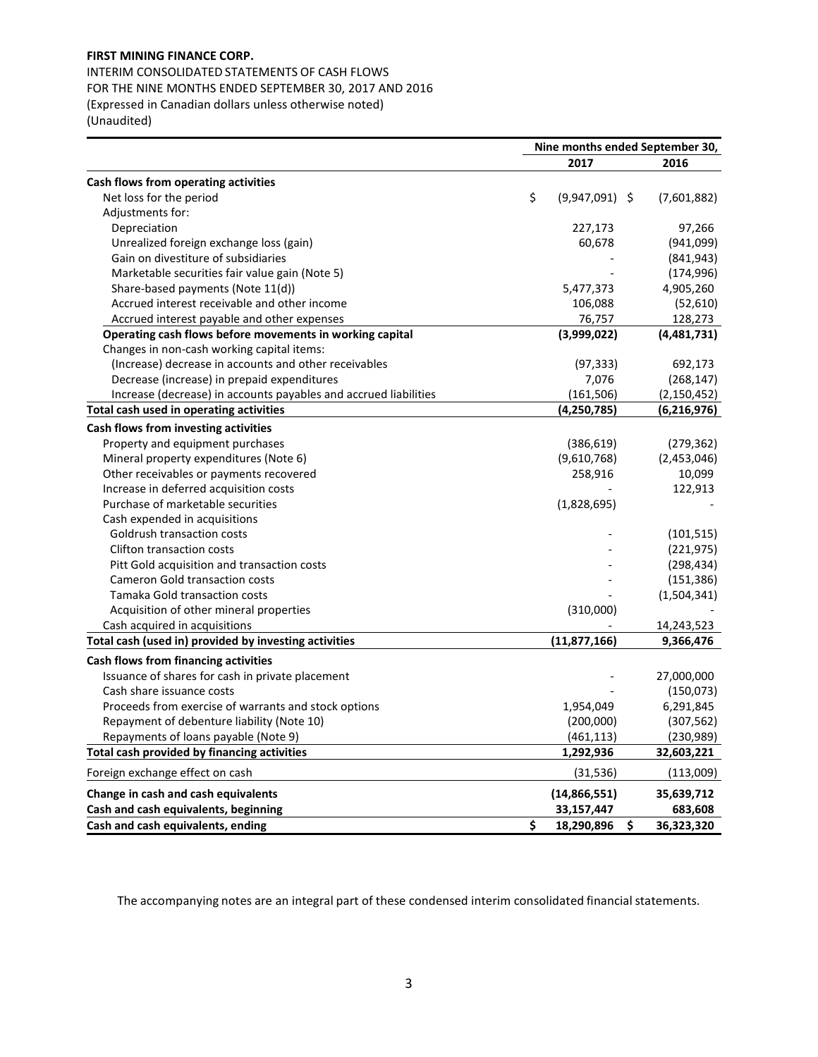**FIRST MINING FINANCE CORP.**

INTERIM CONSOLIDATED STATEMENTS OF CASH FLOWS
FOR THE NINE MONTHS ENDED SEPTEMBER 30, 2017 AND 2016
(Expressed in Canadian dollars unless otherwise noted)
(Unaudited)

| | Nine months ended September 30, | |
|---|---|---|
| | **2017** | **2016** |
| **Cash flows from operating activities** | | |
| Net loss for the period | $ (9,947,091) | $ (7,601,882) |
| Adjustments for: | | |
| Depreciation | 227,173 | 97,266 |
| Unrealized foreign exchange loss (gain) | 60,678 | (941,099) |
| Gain on divestiture of subsidiaries | - | (841,943) |
| Marketable securities fair value gain (Note 5) | - | (174,996) |
| Share-based payments (Note 11(d)) | 5,477,373 | 4,905,260 |
| Accrued interest receivable and other income | 106,088 | (52,610) |
| Accrued interest payable and other expenses | 76,757 | 128,273 |
| **Operating cash flows before movements in working capital** | **(3,999,022)** | **(4,481,731)** |
| Changes in non-cash working capital items: | | |
| (Increase) decrease in accounts and other receivables | (97,333) | 692,173 |
| Decrease (increase) in prepaid expenditures | 7,076 | (268,147) |
| Increase (decrease) in accounts payables and accrued liabilities | (161,506) | (2,150,452) |
| **Total cash used in operating activities** | **(4,250,785)** | **(6,216,976)** |
| **Cash flows from investing activities** | | |
| Property and equipment purchases | (386,619) | (279,362) |
| Mineral property expenditures (Note 6) | (9,610,768) | (2,453,046) |
| Other receivables or payments recovered | 258,916 | 10,099 |
| Increase in deferred acquisition costs | - | 122,913 |
| Purchase of marketable securities | (1,828,695) | - |
| Cash expended in acquisitions | | |
| Goldrush transaction costs | - | (101,515) |
| Clifton transaction costs | - | (221,975) |
| Pitt Gold acquisition and transaction costs | - | (298,434) |
| Cameron Gold transaction costs | - | (151,386) |
| Tamaka Gold transaction costs | - | (1,504,341) |
| Acquisition of other mineral properties | (310,000) | - |
| Cash acquired in acquisitions | - | 14,243,523 |
| **Total cash (used in) provided by investing activities** | **(11,877,166)** | **9,366,476** |
| **Cash flows from financing activities** | | |
| Issuance of shares for cash in private placement | - | 27,000,000 |
| Cash share issuance costs | - | (150,073) |
| Proceeds from exercise of warrants and stock options | 1,954,049 | 6,291,845 |
| Repayment of debenture liability (Note 10) | (200,000) | (307,562) |
| Repayments of loans payable (Note 9) | (461,113) | (230,989) |
| **Total cash provided by financing activities** | **1,292,936** | **32,603,221** |
| Foreign exchange effect on cash | (31,536) | (113,009) |
| **Change in cash and cash equivalents** | **(14,866,551)** | **35,639,712** |
| **Cash and cash equivalents, beginning** | **33,157,447** | **683,608** |
| **Cash and cash equivalents, ending** | **$ 18,290,896** | **$ 36,323,320** |

The accompanying notes are an integral part of these condensed interim consolidated financial statements.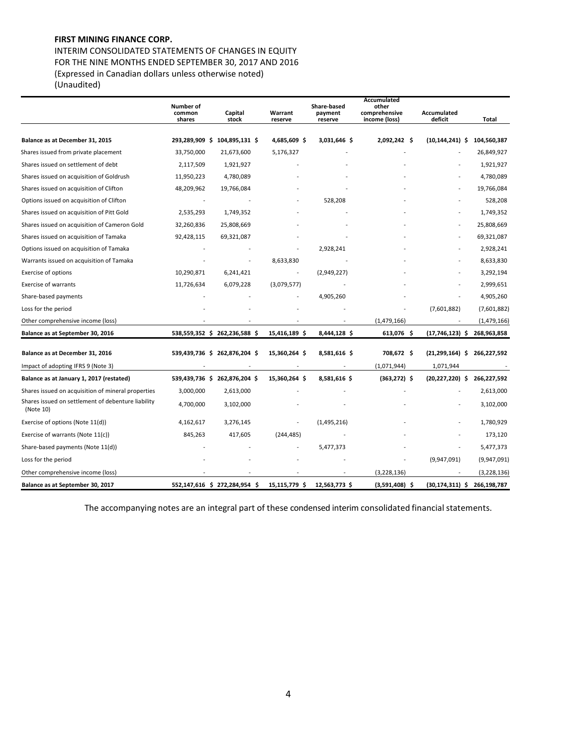**FIRST MINING FINANCE CORP.**

INTERIM CONSOLIDATED STATEMENTS OF CHANGES IN EQUITY
FOR THE NINE MONTHS ENDED SEPTEMBER 30, 2017 AND 2016
(Expressed in Canadian dollars unless otherwise noted)
(Unaudited)

| | Number of common shares | Capital stock | Warrant reserve | Share-based payment reserve | Accumulated other comprehensive income (loss) | Accumulated deficit | Total |
|---|---|---|---|---|---|---|---|
| **Balance as at December 31, 2015** | **293,289,909** | **$ 104,895,131** | **$ 4,685,609** | **$ 3,031,646** | **$ 2,092,242** | **$ (10,144,241)** | **$ 104,560,387** |
| Shares issued from private placement | 33,750,000 | 21,673,600 | 5,176,327 | - | - | - | 26,849,927 |
| Shares issued on settlement of debt | 2,117,509 | 1,921,927 | - | - | - | - | 1,921,927 |
| Shares issued on acquisition of Goldrush | 11,950,223 | 4,780,089 | - | - | - | - | 4,780,089 |
| Shares issued on acquisition of Clifton | 48,209,962 | 19,766,084 | - | - | - | - | 19,766,084 |
| Options issued on acquisition of Clifton | - | - | - | 528,208 | - | - | 528,208 |
| Shares issued on acquisition of Pitt Gold | 2,535,293 | 1,749,352 | - | - | - | - | 1,749,352 |
| Shares issued on acquisition of Cameron Gold | 32,260,836 | 25,808,669 | - | - | - | - | 25,808,669 |
| Shares issued on acquisition of Tamaka | 92,428,115 | 69,321,087 | - | - | - | - | 69,321,087 |
| Options issued on acquisition of Tamaka | - | - | - | 2,928,241 | - | - | 2,928,241 |
| Warrants issued on acquisition of Tamaka | - | - | 8,633,830 | - | - | - | 8,633,830 |
| Exercise of options | 10,290,871 | 6,241,421 | - | (2,949,227) | - | - | 3,292,194 |
| Exercise of warrants | 11,726,634 | 6,079,228 | (3,079,577) | - | - | - | 2,999,651 |
| Share-based payments | - | - | - | 4,905,260 | - | - | 4,905,260 |
| Loss for the period | - | - | - | - | - | (7,601,882) | (7,601,882) |
| Other comprehensive income (loss) | - | - | - | - | (1,479,166) | - | (1,479,166) |
| **Balance as at September 30, 2016** | **538,559,352** | **$ 262,236,588** | **$ 15,416,189** | **$ 8,444,128** | **$ 613,076** | **$ (17,746,123)** | **$ 268,963,858** |
| **Balance as at December 31, 2016** | **539,439,736** | **$ 262,876,204** | **$ 15,360,264** | **$ 8,581,616** | **$ 708,672** | **$ (21,299,164)** | **$ 266,227,592** |
| Impact of adopting IFRS 9 (Note 3) | - | - | - | - | (1,071,944) | 1,071,944 | - |
| **Balance as at January 1, 2017 (restated)** | **539,439,736** | **$ 262,876,204** | **$ 15,360,264** | **$ 8,581,616** | **$ (363,272)** | **$ (20,227,220)** | **$ 266,227,592** |
| Shares issued on acquisition of mineral properties | 3,000,000 | 2,613,000 | - | - | - | - | 2,613,000 |
| Shares issued on settlement of debenture liability (Note 10) | 4,700,000 | 3,102,000 | - | - | - | - | 3,102,000 |
| Exercise of options (Note 11(d)) | 4,162,617 | 3,276,145 | - | (1,495,216) | - | - | 1,780,929 |
| Exercise of warrants (Note 11(c)) | 845,263 | 417,605 | (244,485) | - | - | - | 173,120 |
| Share-based payments (Note 11(d)) | - | - | - | 5,477,373 | - | - | 5,477,373 |
| Loss for the period | - | - | - | - | - | (9,947,091) | (9,947,091) |
| Other comprehensive income (loss) | - | - | - | - | (3,228,136) | - | (3,228,136) |
| **Balance as at September 30, 2017** | **552,147,616** | **$ 272,284,954** | **$ 15,115,779** | **$ 12,563,773** | **$ (3,591,408)** | **$ (30,174,311)** | **$ 266,198,787** |

The accompanying notes are an integral part of these condensed interim consolidated financial statements.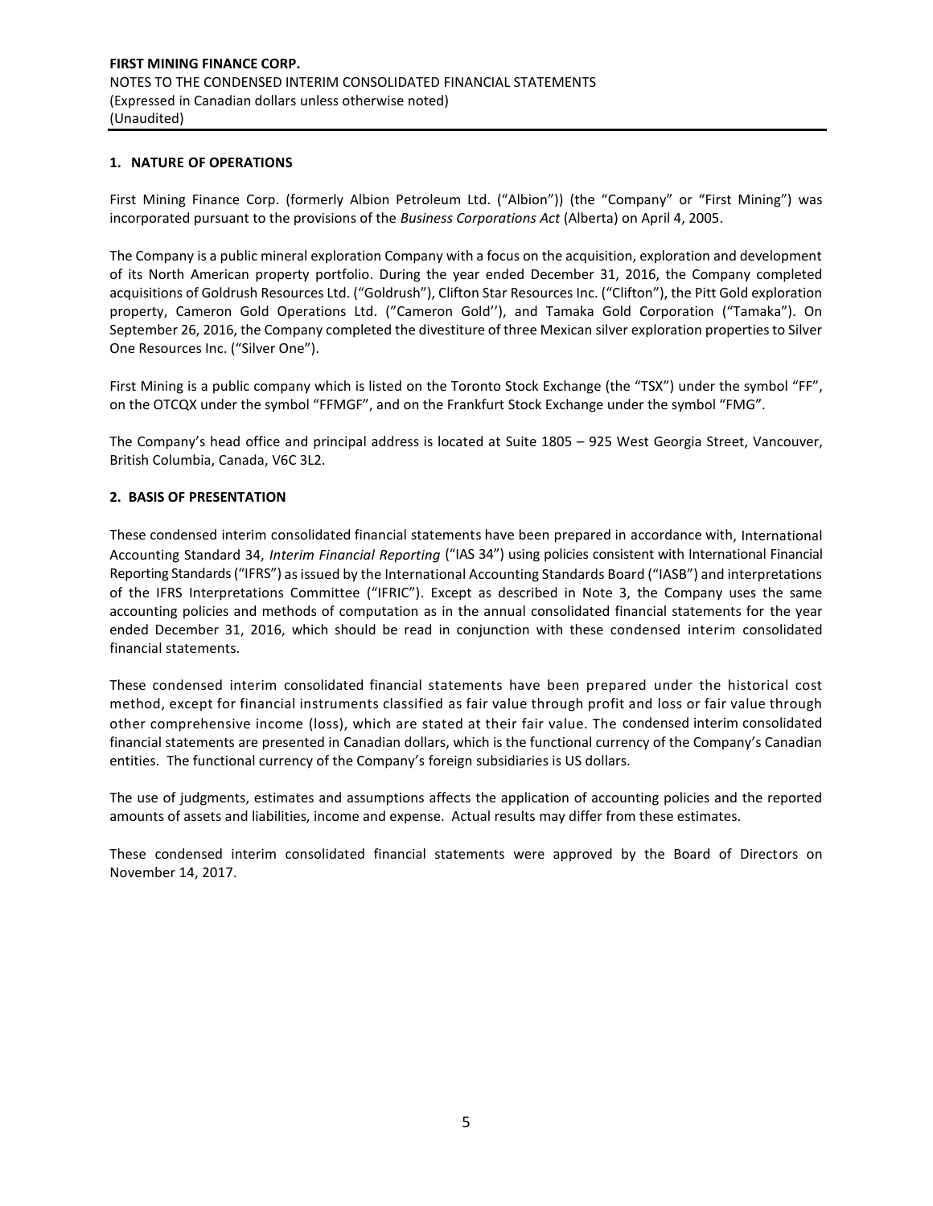## 1. NATURE OF OPERATIONS

First Mining Finance Corp. (formerly Albion Petroleum Ltd. ("Albion")) (the "Company" or "First Mining") was incorporated pursuant to the provisions of the *Business Corporations Act* (Alberta) on April 4, 2005.

The Company is a public mineral exploration Company with a focus on the acquisition, exploration and development of its North American property portfolio. During the year ended December 31, 2016, the Company completed acquisitions of Goldrush Resources Ltd. ("Goldrush"), Clifton Star Resources Inc. ("Clifton"), the Pitt Gold exploration property, Cameron Gold Operations Ltd. ("Cameron Gold''), and Tamaka Gold Corporation ("Tamaka"). On September 26, 2016, the Company completed the divestiture of three Mexican silver exploration properties to Silver One Resources Inc. ("Silver One").

First Mining is a public company which is listed on the Toronto Stock Exchange (the "TSX") under the symbol "FF", on the OTCQX under the symbol "FFMGF", and on the Frankfurt Stock Exchange under the symbol "FMG".

The Company's head office and principal address is located at Suite 1805 – 925 West Georgia Street, Vancouver, British Columbia, Canada, V6C 3L2.

## 2. BASIS OF PRESENTATION

These condensed interim consolidated financial statements have been prepared in accordance with, International Accounting Standard 34, *Interim Financial Reporting* ("IAS 34") using policies consistent with International Financial Reporting Standards ("IFRS") as issued by the International Accounting Standards Board ("IASB") and interpretations of the IFRS Interpretations Committee ("IFRIC"). Except as described in Note 3, the Company uses the same accounting policies and methods of computation as in the annual consolidated financial statements for the year ended December 31, 2016, which should be read in conjunction with these condensed interim consolidated financial statements.

These condensed interim consolidated financial statements have been prepared under the historical cost method, except for financial instruments classified as fair value through profit and loss or fair value through other comprehensive income (loss), which are stated at their fair value. The condensed interim consolidated financial statements are presented in Canadian dollars, which is the functional currency of the Company's Canadian entities. The functional currency of the Company's foreign subsidiaries is US dollars.

The use of judgments, estimates and assumptions affects the application of accounting policies and the reported amounts of assets and liabilities, income and expense. Actual results may differ from these estimates.

These condensed interim consolidated financial statements were approved by the Board of Directors on November 14, 2017.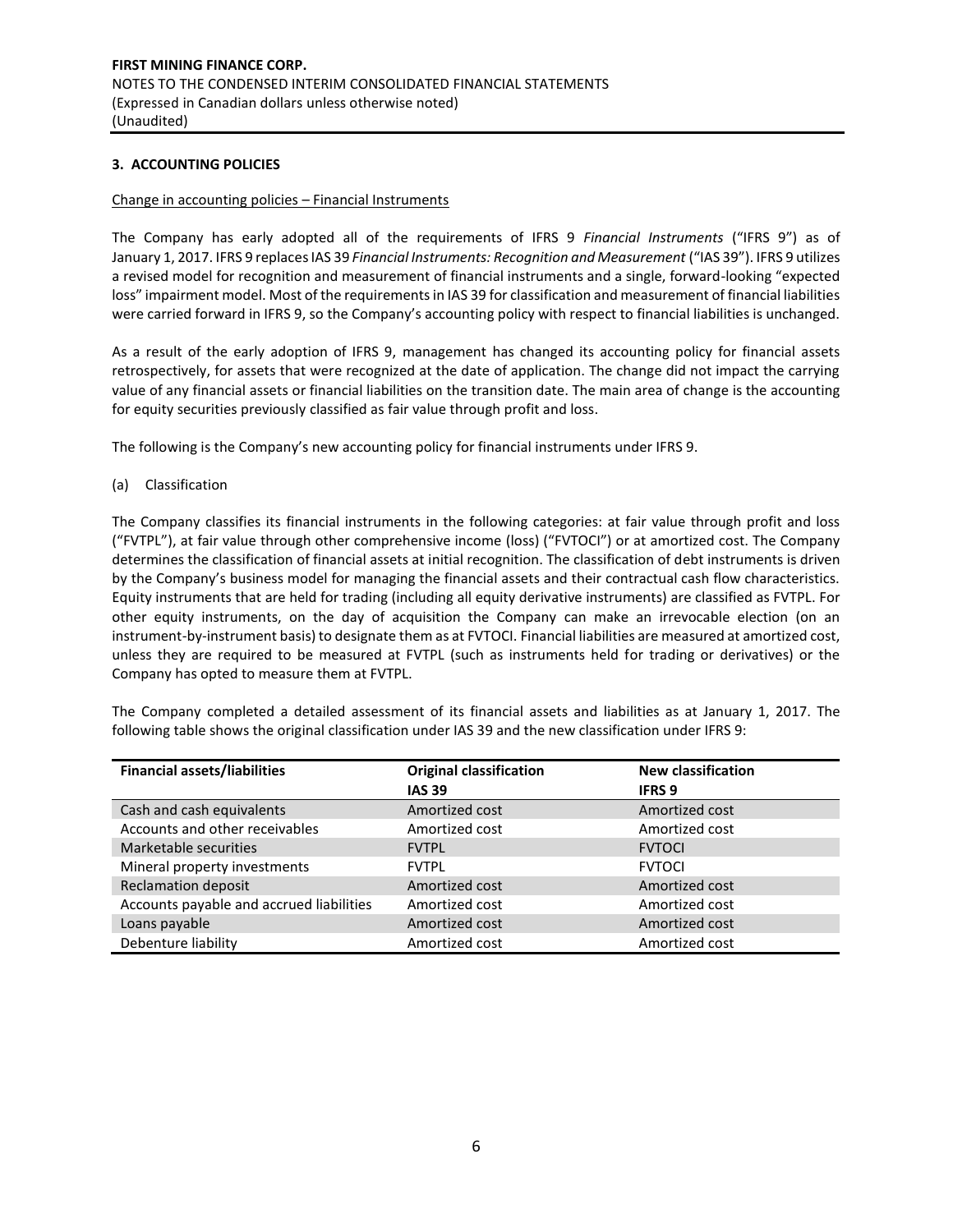## 3. ACCOUNTING POLICIES

Change in accounting policies – Financial Instruments

The Company has early adopted all of the requirements of IFRS 9 *Financial Instruments* ("IFRS 9") as of January 1, 2017. IFRS 9 replaces IAS 39 *Financial Instruments: Recognition and Measurement* ("IAS 39"). IFRS 9 utilizes a revised model for recognition and measurement of financial instruments and a single, forward-looking "expected loss" impairment model. Most of the requirements in IAS 39 for classification and measurement of financial liabilities were carried forward in IFRS 9, so the Company's accounting policy with respect to financial liabilities is unchanged.

As a result of the early adoption of IFRS 9, management has changed its accounting policy for financial assets retrospectively, for assets that were recognized at the date of application. The change did not impact the carrying value of any financial assets or financial liabilities on the transition date. The main area of change is the accounting for equity securities previously classified as fair value through profit and loss.

The following is the Company's new accounting policy for financial instruments under IFRS 9.

(a) Classification

The Company classifies its financial instruments in the following categories: at fair value through profit and loss ("FVTPL"), at fair value through other comprehensive income (loss) ("FVTOCI") or at amortized cost. The Company determines the classification of financial assets at initial recognition. The classification of debt instruments is driven by the Company's business model for managing the financial assets and their contractual cash flow characteristics. Equity instruments that are held for trading (including all equity derivative instruments) are classified as FVTPL. For other equity instruments, on the day of acquisition the Company can make an irrevocable election (on an instrument-by-instrument basis) to designate them as at FVTOCI. Financial liabilities are measured at amortized cost, unless they are required to be measured at FVTPL (such as instruments held for trading or derivatives) or the Company has opted to measure them at FVTPL.

The Company completed a detailed assessment of its financial assets and liabilities as at January 1, 2017. The following table shows the original classification under IAS 39 and the new classification under IFRS 9:

| Financial assets/liabilities | Original classification IAS 39 | New classification IFRS 9 |
|---|---|---|
| Cash and cash equivalents | Amortized cost | Amortized cost |
| Accounts and other receivables | Amortized cost | Amortized cost |
| Marketable securities | FVTPL | FVTOCI |
| Mineral property investments | FVTPL | FVTOCI |
| Reclamation deposit | Amortized cost | Amortized cost |
| Accounts payable and accrued liabilities | Amortized cost | Amortized cost |
| Loans payable | Amortized cost | Amortized cost |
| Debenture liability | Amortized cost | Amortized cost |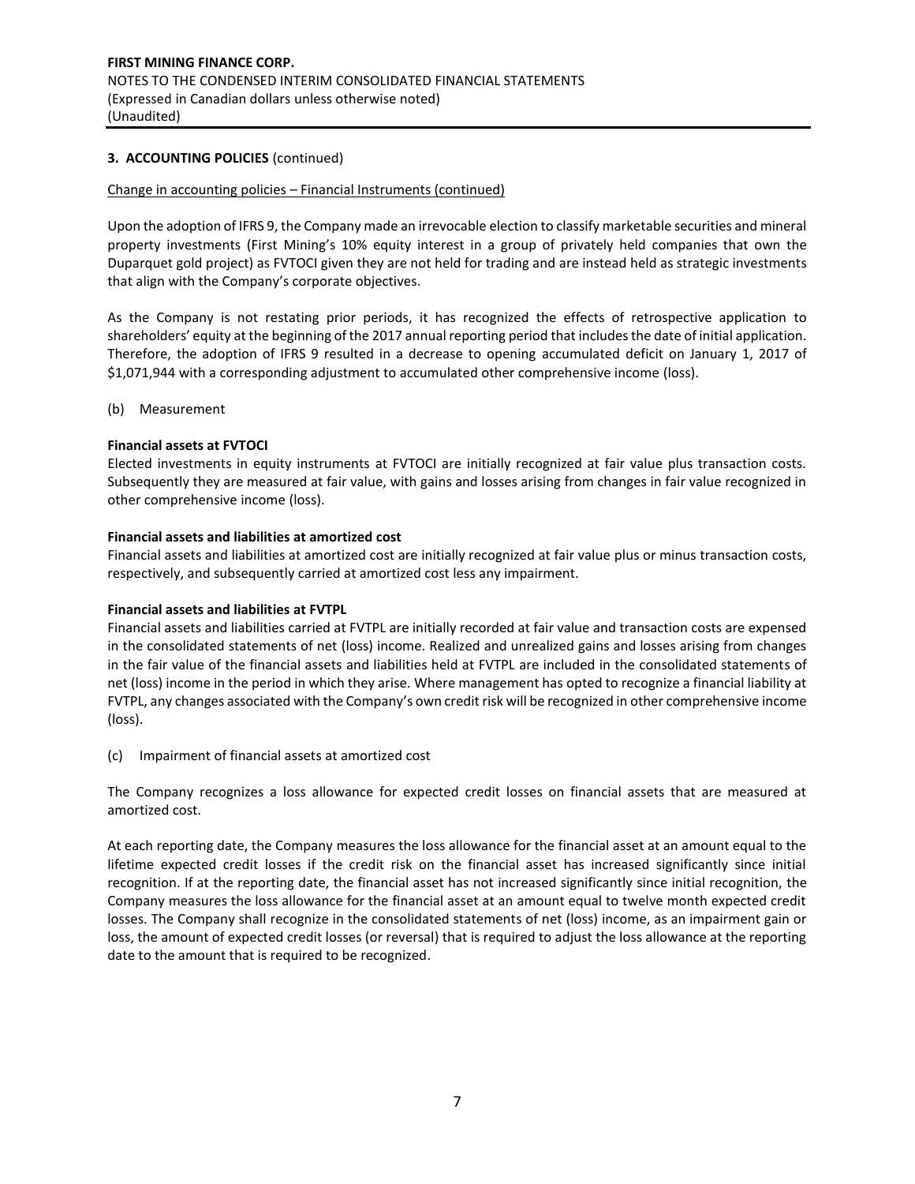**3. ACCOUNTING POLICIES** (continued)

Change in accounting policies – Financial Instruments (continued)

Upon the adoption of IFRS 9, the Company made an irrevocable election to classify marketable securities and mineral property investments (First Mining's 10% equity interest in a group of privately held companies that own the Duparquet gold project) as FVTOCI given they are not held for trading and are instead held as strategic investments that align with the Company's corporate objectives.

As the Company is not restating prior periods, it has recognized the effects of retrospective application to shareholders' equity at the beginning of the 2017 annual reporting period that includes the date of initial application. Therefore, the adoption of IFRS 9 resulted in a decrease to opening accumulated deficit on January 1, 2017 of $1,071,944 with a corresponding adjustment to accumulated other comprehensive income (loss).

(b) Measurement

**Financial assets at FVTOCI**

Elected investments in equity instruments at FVTOCI are initially recognized at fair value plus transaction costs. Subsequently they are measured at fair value, with gains and losses arising from changes in fair value recognized in other comprehensive income (loss).

**Financial assets and liabilities at amortized cost**

Financial assets and liabilities at amortized cost are initially recognized at fair value plus or minus transaction costs, respectively, and subsequently carried at amortized cost less any impairment.

**Financial assets and liabilities at FVTPL**

Financial assets and liabilities carried at FVTPL are initially recorded at fair value and transaction costs are expensed in the consolidated statements of net (loss) income. Realized and unrealized gains and losses arising from changes in the fair value of the financial assets and liabilities held at FVTPL are included in the consolidated statements of net (loss) income in the period in which they arise. Where management has opted to recognize a financial liability at FVTPL, any changes associated with the Company's own credit risk will be recognized in other comprehensive income (loss).

(c) Impairment of financial assets at amortized cost

The Company recognizes a loss allowance for expected credit losses on financial assets that are measured at amortized cost.

At each reporting date, the Company measures the loss allowance for the financial asset at an amount equal to the lifetime expected credit losses if the credit risk on the financial asset has increased significantly since initial recognition. If at the reporting date, the financial asset has not increased significantly since initial recognition, the Company measures the loss allowance for the financial asset at an amount equal to twelve month expected credit losses. The Company shall recognize in the consolidated statements of net (loss) income, as an impairment gain or loss, the amount of expected credit losses (or reversal) that is required to adjust the loss allowance at the reporting date to the amount that is required to be recognized.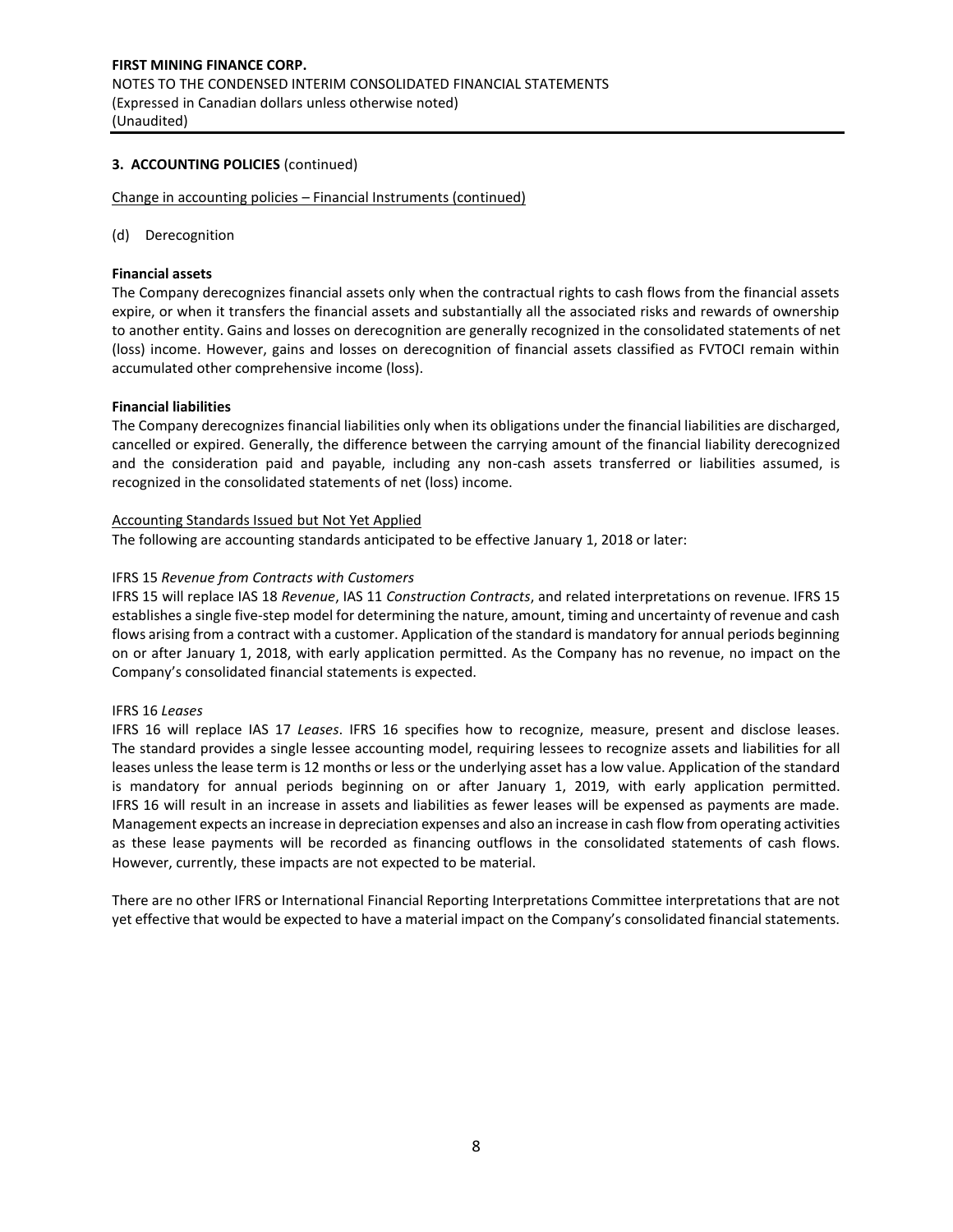## 3. ACCOUNTING POLICIES (continued)

Change in accounting policies – Financial Instruments (continued)

(d) Derecognition

**Financial assets**

The Company derecognizes financial assets only when the contractual rights to cash flows from the financial assets expire, or when it transfers the financial assets and substantially all the associated risks and rewards of ownership to another entity. Gains and losses on derecognition are generally recognized in the consolidated statements of net (loss) income. However, gains and losses on derecognition of financial assets classified as FVTOCI remain within accumulated other comprehensive income (loss).

**Financial liabilities**

The Company derecognizes financial liabilities only when its obligations under the financial liabilities are discharged, cancelled or expired. Generally, the difference between the carrying amount of the financial liability derecognized and the consideration paid and payable, including any non-cash assets transferred or liabilities assumed, is recognized in the consolidated statements of net (loss) income.

Accounting Standards Issued but Not Yet Applied

The following are accounting standards anticipated to be effective January 1, 2018 or later:

IFRS 15 *Revenue from Contracts with Customers*

IFRS 15 will replace IAS 18 *Revenue*, IAS 11 *Construction Contracts*, and related interpretations on revenue. IFRS 15 establishes a single five-step model for determining the nature, amount, timing and uncertainty of revenue and cash flows arising from a contract with a customer. Application of the standard is mandatory for annual periods beginning on or after January 1, 2018, with early application permitted. As the Company has no revenue, no impact on the Company's consolidated financial statements is expected.

IFRS 16 *Leases*

IFRS 16 will replace IAS 17 *Leases*. IFRS 16 specifies how to recognize, measure, present and disclose leases. The standard provides a single lessee accounting model, requiring lessees to recognize assets and liabilities for all leases unless the lease term is 12 months or less or the underlying asset has a low value. Application of the standard is mandatory for annual periods beginning on or after January 1, 2019, with early application permitted. IFRS 16 will result in an increase in assets and liabilities as fewer leases will be expensed as payments are made. Management expects an increase in depreciation expenses and also an increase in cash flow from operating activities as these lease payments will be recorded as financing outflows in the consolidated statements of cash flows. However, currently, these impacts are not expected to be material.

There are no other IFRS or International Financial Reporting Interpretations Committee interpretations that are not yet effective that would be expected to have a material impact on the Company's consolidated financial statements.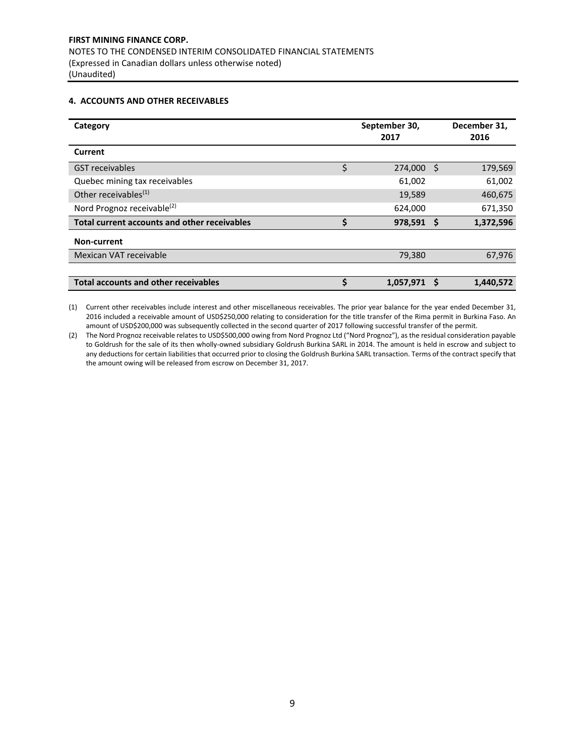**FIRST MINING FINANCE CORP.**
NOTES TO THE CONDENSED INTERIM CONSOLIDATED FINANCIAL STATEMENTS
(Expressed in Canadian dollars unless otherwise noted)
(Unaudited)

## 4. ACCOUNTS AND OTHER RECEIVABLES

| Category | September 30, 2017 | December 31, 2016 |
|---|---|---|
| **Current** | | |
| GST receivables | $ 274,000 | $ 179,569 |
| Quebec mining tax receivables | 61,002 | 61,002 |
| Other receivables[(1)] | 19,589 | 460,675 |
| Nord Prognoz receivable[(2)] | 624,000 | 671,350 |
| **Total current accounts and other receivables** | **$ 978,591** | **$ 1,372,596** |
| **Non-current** | | |
| Mexican VAT receivable | 79,380 | 67,976 |
| **Total accounts and other receivables** | **$ 1,057,971** | **$ 1,440,572** |

(1) Current other receivables include interest and other miscellaneous receivables. The prior year balance for the year ended December 31, 2016 included a receivable amount of USD$250,000 relating to consideration for the title transfer of the Rima permit in Burkina Faso. An amount of USD$200,000 was subsequently collected in the second quarter of 2017 following successful transfer of the permit.

(2) The Nord Prognoz receivable relates to USD$500,000 owing from Nord Prognoz Ltd ("Nord Prognoz"), as the residual consideration payable to Goldrush for the sale of its then wholly-owned subsidiary Goldrush Burkina SARL in 2014. The amount is held in escrow and subject to any deductions for certain liabilities that occurred prior to closing the Goldrush Burkina SARL transaction. Terms of the contract specify that the amount owing will be released from escrow on December 31, 2017.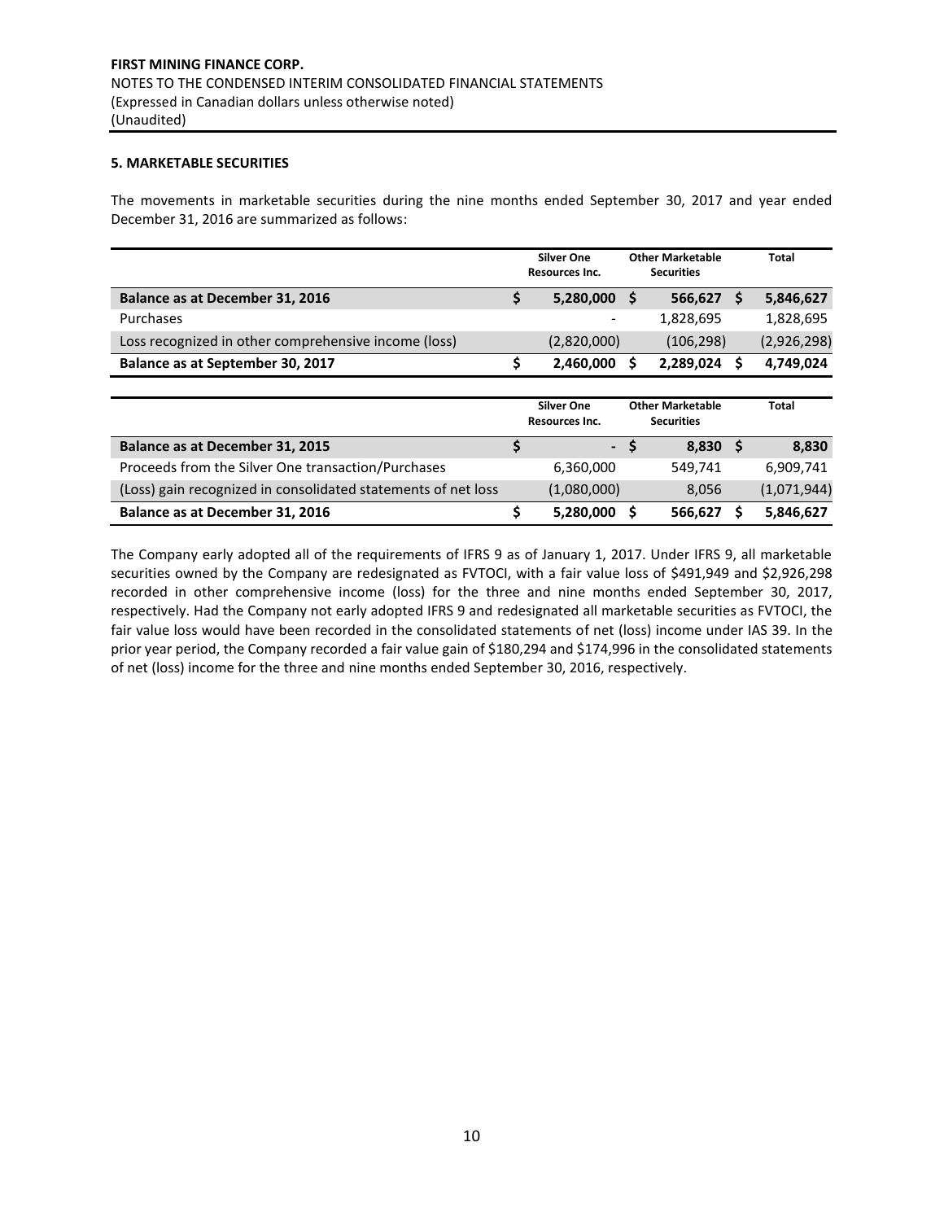### 5. MARKETABLE SECURITIES

The movements in marketable securities during the nine months ended September 30, 2017 and year ended December 31, 2016 are summarized as follows:

| | Silver One Resources Inc. | Other Marketable Securities | Total |
|---|---|---|---|
| **Balance as at December 31, 2016** | **$ 5,280,000** | **$ 566,627** | **$ 5,846,627** |
| Purchases | - | 1,828,695 | 1,828,695 |
| Loss recognized in other comprehensive income (loss) | (2,820,000) | (106,298) | (2,926,298) |
| **Balance as at September 30, 2017** | **$ 2,460,000** | **$ 2,289,024** | **$ 4,749,024** |

| | Silver One Resources Inc. | Other Marketable Securities | Total |
|---|---|---|---|
| **Balance as at December 31, 2015** | **$ -** | **$ 8,830** | **$ 8,830** |
| Proceeds from the Silver One transaction/Purchases | 6,360,000 | 549,741 | 6,909,741 |
| (Loss) gain recognized in consolidated statements of net loss | (1,080,000) | 8,056 | (1,071,944) |
| **Balance as at December 31, 2016** | **$ 5,280,000** | **$ 566,627** | **$ 5,846,627** |

The Company early adopted all of the requirements of IFRS 9 as of January 1, 2017. Under IFRS 9, all marketable securities owned by the Company are redesignated as FVTOCI, with a fair value loss of $491,949 and $2,926,298 recorded in other comprehensive income (loss) for the three and nine months ended September 30, 2017, respectively. Had the Company not early adopted IFRS 9 and redesignated all marketable securities as FVTOCI, the fair value loss would have been recorded in the consolidated statements of net (loss) income under IAS 39. In the prior year period, the Company recorded a fair value gain of $180,294 and $174,996 in the consolidated statements of net (loss) income for the three and nine months ended September 30, 2016, respectively.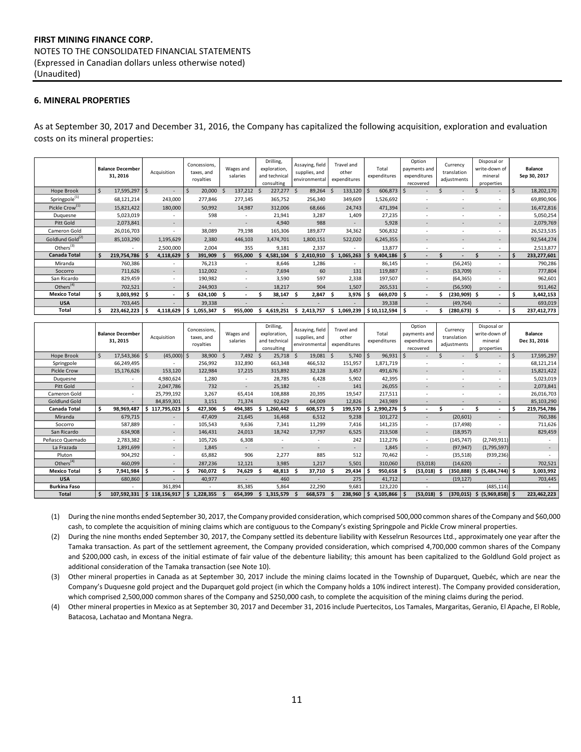**FIRST MINING FINANCE CORP.**
NOTES TO THE CONSOLIDATED FINANCIAL STATEMENTS
(Expressed in Canadian dollars unless otherwise noted)
(Unaudited)

## 6. MINERAL PROPERTIES

As at September 30, 2017 and December 31, 2016, the Company has capitalized the following acquisition, exploration and evaluation costs on its mineral properties:

| | Balance December 31, 2016 | Acquisition | Concessions, taxes, and royalties | Wages and salaries | Drilling, exploration, and technical consulting | Assaying, field supplies, and environmental | Travel and other expenditures | Total expenditures | Option payments and expenditures recovered | Currency translation adjustments | Disposal or write-down of mineral properties | Balance Sep 30, 2017 |
|---|---|---|---|---|---|---|---|---|---|---|---|---|
| Hope Brook | $ 17,595,297 | $ - | $ 20,000 | $ 137,212 | $ 227,277 | $ 89,264 | $ 133,120 | $ 606,873 | $ - | $ - | $ - | $ 18,202,170 |
| Springpole[(1)] | 68,121,214 | 243,000 | 277,846 | 277,145 | 365,752 | 256,340 | 349,609 | 1,526,692 | - | - | - | 69,890,906 |
| Pickle Crow[(1)] | 15,821,422 | 180,000 | 50,992 | 14,987 | 312,006 | 68,666 | 24,743 | 471,394 | - | - | - | 16,472,816 |
| Duquesne | 5,023,019 | - | 598 | - | 21,941 | 3,287 | 1,409 | 27,235 | - | - | - | 5,050,254 |
| Pitt Gold | 2,073,841 | - | - | - | 4,940 | 988 | - | 5,928 | - | - | - | 2,079,769 |
| Cameron Gold | 26,016,703 | - | 38,089 | 79,198 | 165,306 | 189,877 | 34,362 | 506,832 | - | - | - | 26,523,535 |
| Goldlund Gold[(2)] | 85,103,290 | 1,195,629 | 2,380 | 446,103 | 3,474,701 | 1,800,151 | 522,020 | 6,245,355 | - | - | - | 92,544,274 |
| Others[(3)] | - | 2,500,000 | 2,004 | 355 | 9,181 | 2,337 | - | 13,877 | - | - | - | 2,513,877 |
| **Canada Total** | **$ 219,754,786** | **$ 4,118,629** | **$ 391,909** | **$ 955,000** | **$ 4,581,104** | **$ 2,410,910** | **$ 1,065,263** | **$ 9,404,186** | **$ -** | **$ -** | **$ -** | **$ 233,277,601** |
| Miranda | 760,386 | - | 76,213 | - | 8,646 | 1,286 | - | 86,145 | - | (56,245) | - | 790,286 |
| Socorro | 711,626 | - | 112,002 | - | 7,694 | 60 | 131 | 119,887 | - | (53,709) | - | 777,804 |
| San Ricardo | 829,459 | - | 190,982 | - | 3,590 | 597 | 2,338 | 197,507 | - | (64,365) | - | 962,601 |
| Others[(4)] | 702,521 | - | 244,903 | - | 18,217 | 904 | 1,507 | 265,531 | - | (56,590) | - | 911,462 |
| **Mexico Total** | **$ 3,003,992** | **$ -** | **$ 624,100** | **$ -** | **$ 38,147** | **$ 2,847** | **$ 3,976** | **$ 669,070** | **$ -** | **$ (230,909)** | **$ -** | **$ 3,442,153** |
| USA | 703,445 | - | 39,338 | - | - | - | - | 39,338 | - | (49,764) | - | 693,019 |
| **Total** | **$ 223,462,223** | **$ 4,118,629** | **$ 1,055,347** | **$ 955,000** | **$ 4,619,251** | **$ 2,413,757** | **$ 1,069,239** | **$ 10,112,594** | **$ -** | **$ (280,673)** | **$ -** | **$ 237,412,773** |

| | Balance December 31, 2015 | Acquisition | Concessions, taxes, and royalties | Wages and salaries | Drilling, exploration, and technical consulting | Assaying, field supplies, and environmental | Travel and other expenditures | Total expenditures | Option payments and expenditures recovered | Currency translation adjustments | Disposal or write-down of mineral properties | Balance Dec 31, 2016 |
|---|---|---|---|---|---|---|---|---|---|---|---|---|
| Hope Brook | $ 17,543,366 | $ (45,000) | $ 38,900 | $ 7,492 | $ 25,718 | $ 19,081 | $ 5,740 | $ 96,931 | $ - | $ - | $ - | $ 17,595,297 |
| Springpole | 66,249,495 | - | 256,992 | 332,890 | 663,348 | 466,532 | 151,957 | 1,871,719 | - | - | - | 68,121,214 |
| Pickle Crow | 15,176,626 | 153,120 | 122,984 | 17,215 | 315,892 | 32,128 | 3,457 | 491,676 | - | - | - | 15,821,422 |
| Duquesne | - | 4,980,624 | 1,280 | - | 28,785 | 6,428 | 5,902 | 42,395 | - | - | - | 5,023,019 |
| Pitt Gold | - | 2,047,786 | 732 | - | 25,182 | - | 141 | 26,055 | - | - | - | 2,073,841 |
| Cameron Gold | - | 25,799,192 | 3,267 | 65,414 | 108,888 | 20,395 | 19,547 | 217,511 | - | - | - | 26,016,703 |
| Goldlund Gold | - | 84,859,301 | 3,151 | 71,374 | 92,629 | 64,009 | 12,826 | 243,989 | - | - | - | 85,103,290 |
| **Canada Total** | **$ 98,969,487** | **$ 117,795,023** | **$ 427,306** | **$ 494,385** | **$ 1,260,442** | **$ 608,573** | **$ 199,570** | **$ 2,990,276** | **$ -** | **$ -** | **$ -** | **$ 219,754,786** |
| Miranda | 679,715 | - | 47,409 | 21,645 | 16,468 | 6,512 | 9,238 | 101,272 | - | (20,601) | - | 760,386 |
| Socorro | 587,889 | - | 105,543 | 9,636 | 7,341 | 11,299 | 7,416 | 141,235 | - | (17,498) | - | 711,626 |
| San Ricardo | 634,908 | - | 146,431 | 24,013 | 18,742 | 17,797 | 6,525 | 213,508 | - | (18,957) | - | 829,459 |
| Peñasco Quemado | 2,783,382 | - | 105,726 | 6,308 | - | - | 242 | 112,276 | - | (145,747) | (2,749,911) | - |
| La Frazada | 1,891,699 | - | 1,845 | - | - | - | - | 1,845 | - | (97,947) | (1,795,597) | - |
| Pluton | 904,292 | - | 65,882 | 906 | 2,277 | 885 | 512 | 70,462 | - | (35,518) | (939,236) | - |
| Others[(4)] | 460,099 | - | 287,236 | 12,121 | 3,985 | 1,217 | 5,501 | 310,060 | (53,018) | (14,620) | - | 702,521 |
| **Mexico Total** | **$ 7,941,984** | **$ -** | **$ 760,072** | **$ 74,629** | **$ 48,813** | **$ 37,710** | **$ 29,434** | **$ 950,658** | **$ (53,018)** | **$ (350,888)** | **$ (5,484,744)** | **$ 3,003,992** |
| USA | 680,860 | - | 40,977 | - | 460 | - | 275 | 41,712 | - | (19,127) | - | 703,445 |
| **Burkina Faso** | - | 361,894 | - | 85,385 | 5,864 | 22,290 | 9,681 | 123,220 | - | - | (485,114) | - |
| **Total** | **$ 107,592,331** | **$ 118,156,917** | **$ 1,228,355** | **$ 654,399** | **$ 1,315,579** | **$ 668,573** | **$ 238,960** | **$ 4,105,866** | **$ (53,018)** | **$ (370,015)** | **$ (5,969,858)** | **$ 223,462,223** |

(1) During the nine months ended September 30, 2017, the Company provided consideration, which comprised 500,000 common shares of the Company and $60,000 cash, to complete the acquisition of mining claims which are contiguous to the Company's existing Springpole and Pickle Crow mineral properties.

(2) During the nine months ended September 30, 2017, the Company settled its debenture liability with Kesselrun Resources Ltd., approximately one year after the Tamaka transaction. As part of the settlement agreement, the Company provided consideration, which comprised 4,700,000 common shares of the Company and $200,000 cash, in excess of the initial estimate of fair value of the debenture liability; this amount has been capitalized to the Goldlund Gold project as additional consideration of the Tamaka transaction (see Note 10).

(3) Other mineral properties in Canada as at September 30, 2017 include the mining claims located in the Township of Duparquet, Quebéc, which are near the Company's Duquesne gold project and the Duparquet gold project (in which the Company holds a 10% indirect interest). The Company provided consideration, which comprised 2,500,000 common shares of the Company and $250,000 cash, to complete the acquisition of the mining claims during the period.

(4) Other mineral properties in Mexico as at September 30, 2017 and December 31, 2016 include Puertecitos, Los Tamales, Margaritas, Geranio, El Apache, El Roble, Batacosa, Lachatao and Montana Negra.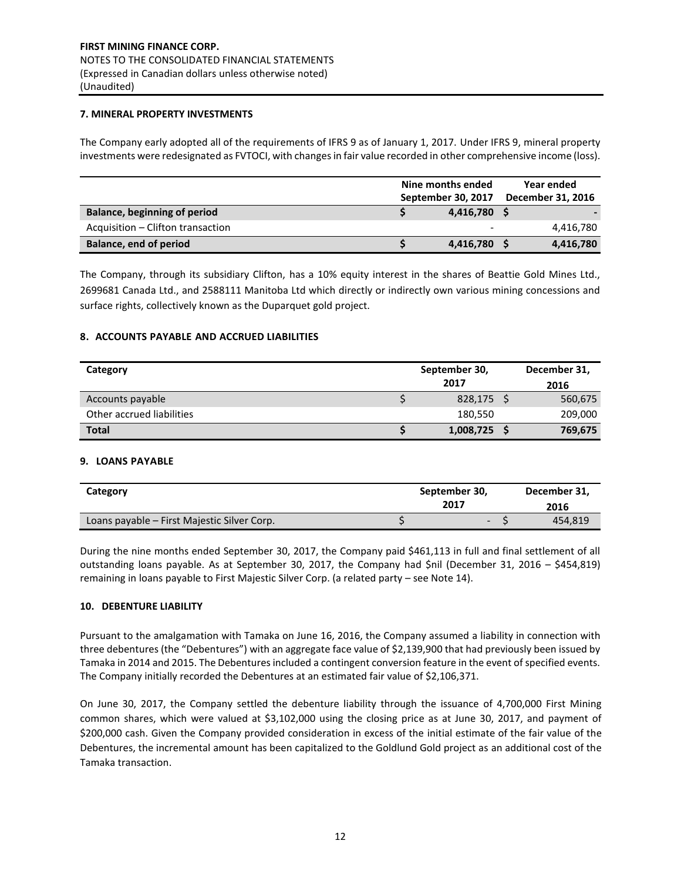FIRST MINING FINANCE CORP.
NOTES TO THE CONSOLIDATED FINANCIAL STATEMENTS
(Expressed in Canadian dollars unless otherwise noted)
(Unaudited)

### 7. MINERAL PROPERTY INVESTMENTS

The Company early adopted all of the requirements of IFRS 9 as of January 1, 2017. Under IFRS 9, mineral property investments were redesignated as FVTOCI, with changes in fair value recorded in other comprehensive income (loss).

| | Nine months ended September 30, 2017 | Year ended December 31, 2016 |
|---|---|---|
| **Balance, beginning of period** | **$ 4,416,780** | **$ -** |
| Acquisition – Clifton transaction | - | 4,416,780 |
| **Balance, end of period** | **$ 4,416,780** | **$ 4,416,780** |

The Company, through its subsidiary Clifton, has a 10% equity interest in the shares of Beattie Gold Mines Ltd., 2699681 Canada Ltd., and 2588111 Manitoba Ltd which directly or indirectly own various mining concessions and surface rights, collectively known as the Duparquet gold project.

### 8. ACCOUNTS PAYABLE AND ACCRUED LIABILITIES

| Category | September 30, 2017 | December 31, 2016 |
|---|---|---|
| Accounts payable | $ 828,175 | $ 560,675 |
| Other accrued liabilities | 180,550 | 209,000 |
| **Total** | **$ 1,008,725** | **$ 769,675** |

### 9. LOANS PAYABLE

| Category | September 30, 2017 | December 31, 2016 |
|---|---|---|
| Loans payable – First Majestic Silver Corp. | $ - | $ 454,819 |

During the nine months ended September 30, 2017, the Company paid $461,113 in full and final settlement of all outstanding loans payable. As at September 30, 2017, the Company had $nil (December 31, 2016 – $454,819) remaining in loans payable to First Majestic Silver Corp. (a related party – see Note 14).

### 10. DEBENTURE LIABILITY

Pursuant to the amalgamation with Tamaka on June 16, 2016, the Company assumed a liability in connection with three debentures (the "Debentures") with an aggregate face value of $2,139,900 that had previously been issued by Tamaka in 2014 and 2015. The Debentures included a contingent conversion feature in the event of specified events. The Company initially recorded the Debentures at an estimated fair value of $2,106,371.

On June 30, 2017, the Company settled the debenture liability through the issuance of 4,700,000 First Mining common shares, which were valued at $3,102,000 using the closing price as at June 30, 2017, and payment of $200,000 cash. Given the Company provided consideration in excess of the initial estimate of the fair value of the Debentures, the incremental amount has been capitalized to the Goldlund Gold project as an additional cost of the Tamaka transaction.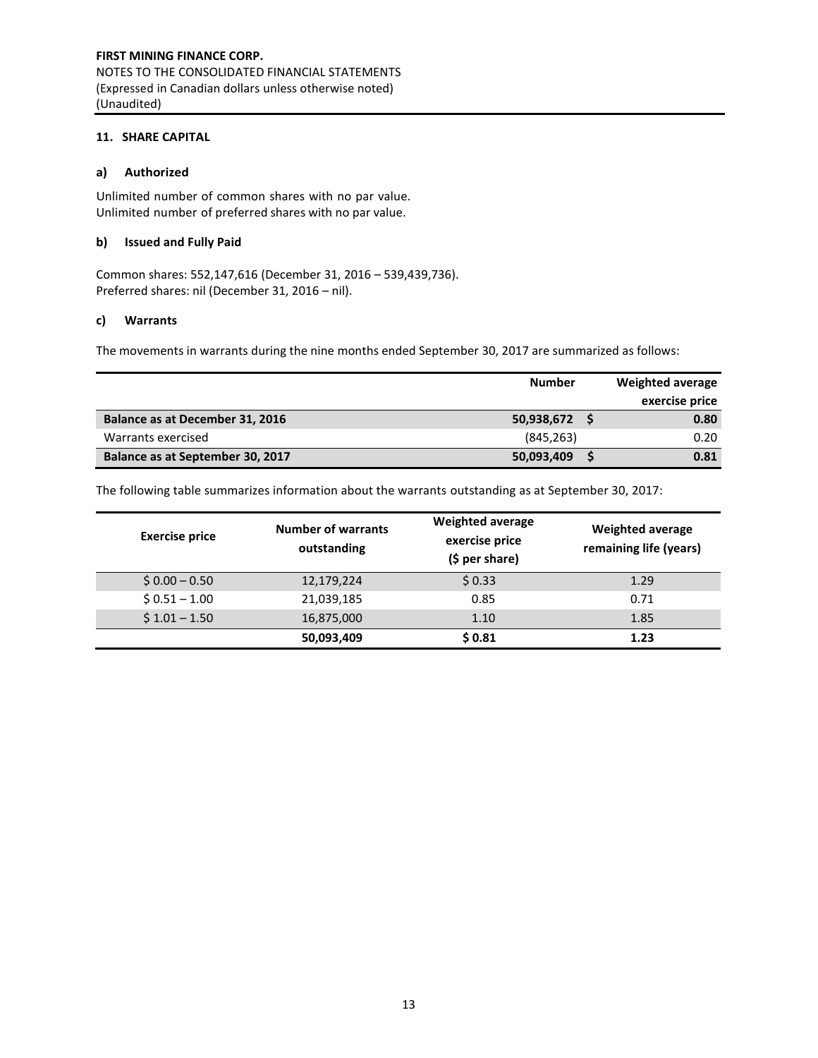**FIRST MINING FINANCE CORP.**
NOTES TO THE CONSOLIDATED FINANCIAL STATEMENTS
(Expressed in Canadian dollars unless otherwise noted)
(Unaudited)

## 11. SHARE CAPITAL

### a) Authorized

Unlimited number of common shares with no par value.
Unlimited number of preferred shares with no par value.

### b) Issued and Fully Paid

Common shares: 552,147,616 (December 31, 2016 – 539,439,736).
Preferred shares: nil (December 31, 2016 – nil).

### c) Warrants

The movements in warrants during the nine months ended September 30, 2017 are summarized as follows:

| | Number | Weighted average exercise price |
|---|---|---|
| **Balance as at December 31, 2016** | **50,938,672** | **$ 0.80** |
| Warrants exercised | (845,263) | 0.20 |
| **Balance as at September 30, 2017** | **50,093,409** | **$ 0.81** |

The following table summarizes information about the warrants outstanding as at September 30, 2017:

| Exercise price | Number of warrants outstanding | Weighted average exercise price ($ per share) | Weighted average remaining life (years) |
|---|---|---|---|
| $ 0.00 – 0.50 | 12,179,224 | $ 0.33 | 1.29 |
| $ 0.51 – 1.00 | 21,039,185 | 0.85 | 0.71 |
| $ 1.01 – 1.50 | 16,875,000 | 1.10 | 1.85 |
| | **50,093,409** | **$ 0.81** | **1.23** |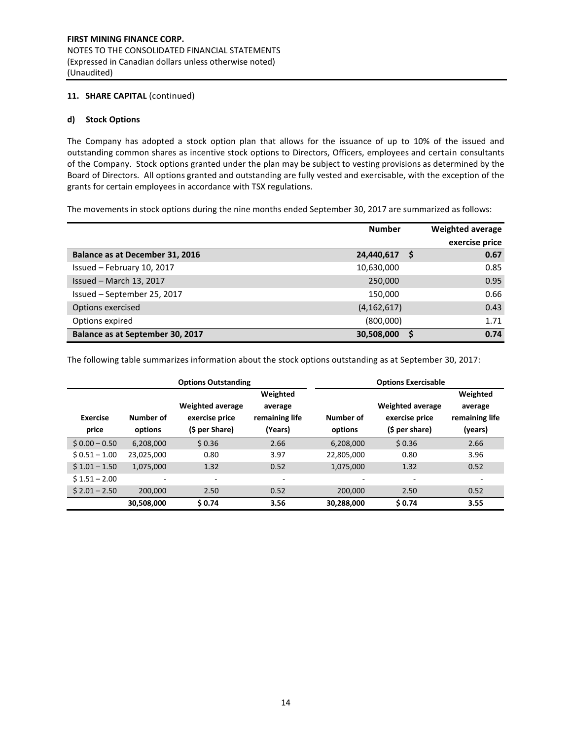**FIRST MINING FINANCE CORP.**
NOTES TO THE CONSOLIDATED FINANCIAL STATEMENTS
(Expressed in Canadian dollars unless otherwise noted)
(Unaudited)

### 11. SHARE CAPITAL (continued)

#### d) Stock Options

The Company has adopted a stock option plan that allows for the issuance of up to 10% of the issued and outstanding common shares as incentive stock options to Directors, Officers, employees and certain consultants of the Company. Stock options granted under the plan may be subject to vesting provisions as determined by the Board of Directors. All options granted and outstanding are fully vested and exercisable, with the exception of the grants for certain employees in accordance with TSX regulations.

The movements in stock options during the nine months ended September 30, 2017 are summarized as follows:

| | Number | Weighted average exercise price |
|---|---|---|
| **Balance as at December 31, 2016** | **24,440,617** | **$ 0.67** |
| Issued – February 10, 2017 | 10,630,000 | 0.85 |
| Issued – March 13, 2017 | 250,000 | 0.95 |
| Issued – September 25, 2017 | 150,000 | 0.66 |
| Options exercised | (4,162,617) | 0.43 |
| Options expired | (800,000) | 1.71 |
| **Balance as at September 30, 2017** | **30,508,000** | **$ 0.74** |

The following table summarizes information about the stock options outstanding as at September 30, 2017:

| | Options Outstanding | | | Options Exercisable | | |
|---|---|---|---|---|---|---|
| Exercise price | Number of options | Weighted average exercise price ($ per Share) | Weighted average remaining life (Years) | Number of options | Weighted average exercise price ($ per share) | Weighted average remaining life (years) |
| $ 0.00 – 0.50 | 6,208,000 | $ 0.36 | 2.66 | 6,208,000 | $ 0.36 | 2.66 |
| $ 0.51 – 1.00 | 23,025,000 | 0.80 | 3.97 | 22,805,000 | 0.80 | 3.96 |
| $ 1.01 – 1.50 | 1,075,000 | 1.32 | 0.52 | 1,075,000 | 1.32 | 0.52 |
| $ 1.51 – 2.00 | - | - | - | - | - | - |
| $ 2.01 – 2.50 | 200,000 | 2.50 | 0.52 | 200,000 | 2.50 | 0.52 |
| | **30,508,000** | **$ 0.74** | **3.56** | **30,288,000** | **$ 0.74** | **3.55** |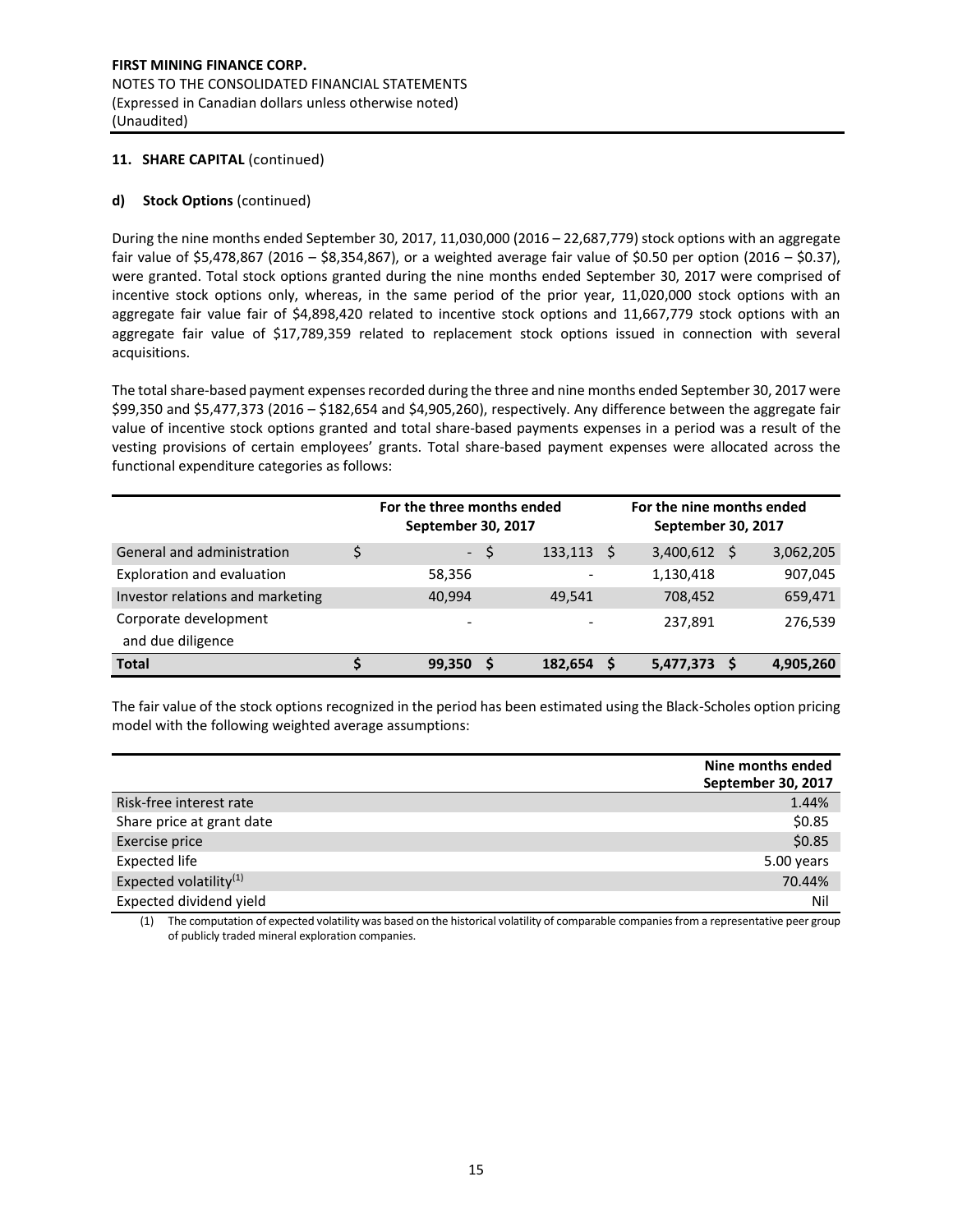**FIRST MINING FINANCE CORP.**
NOTES TO THE CONSOLIDATED FINANCIAL STATEMENTS
(Expressed in Canadian dollars unless otherwise noted)
(Unaudited)

**11. SHARE CAPITAL** (continued)

**d) Stock Options** (continued)

During the nine months ended September 30, 2017, 11,030,000 (2016 – 22,687,779) stock options with an aggregate fair value of $5,478,867 (2016 – $8,354,867), or a weighted average fair value of $0.50 per option (2016 – $0.37), were granted. Total stock options granted during the nine months ended September 30, 2017 were comprised of incentive stock options only, whereas, in the same period of the prior year, 11,020,000 stock options with an aggregate fair value fair of $4,898,420 related to incentive stock options and 11,667,779 stock options with an aggregate fair value of $17,789,359 related to replacement stock options issued in connection with several acquisitions.

The total share-based payment expenses recorded during the three and nine months ended September 30, 2017 were $99,350 and $5,477,373 (2016 – $182,654 and $4,905,260), respectively. Any difference between the aggregate fair value of incentive stock options granted and total share-based payments expenses in a period was a result of the vesting provisions of certain employees' grants. Total share-based payment expenses were allocated across the functional expenditure categories as follows:

| | For the three months ended September 30, 2017 | | For the nine months ended September 30, 2017 | |
|---|---|---|---|---|
| General and administration | $ - | $ 133,113 | $ 3,400,612 | $ 3,062,205 |
| Exploration and evaluation | 58,356 | - | 1,130,418 | 907,045 |
| Investor relations and marketing | 40,994 | 49,541 | 708,452 | 659,471 |
| Corporate development and due diligence | - | - | 237,891 | 276,539 |
| **Total** | **$ 99,350** | **$ 182,654** | **$ 5,477,373** | **$ 4,905,260** |

The fair value of the stock options recognized in the period has been estimated using the Black-Scholes option pricing model with the following weighted average assumptions:

| | Nine months ended September 30, 2017 |
|---|---|
| Risk-free interest rate | 1.44% |
| Share price at grant date | $0.85 |
| Exercise price | $0.85 |
| Expected life | 5.00 years |
| Expected volatility(1) | 70.44% |
| Expected dividend yield | Nil |

(1) The computation of expected volatility was based on the historical volatility of comparable companies from a representative peer group of publicly traded mineral exploration companies.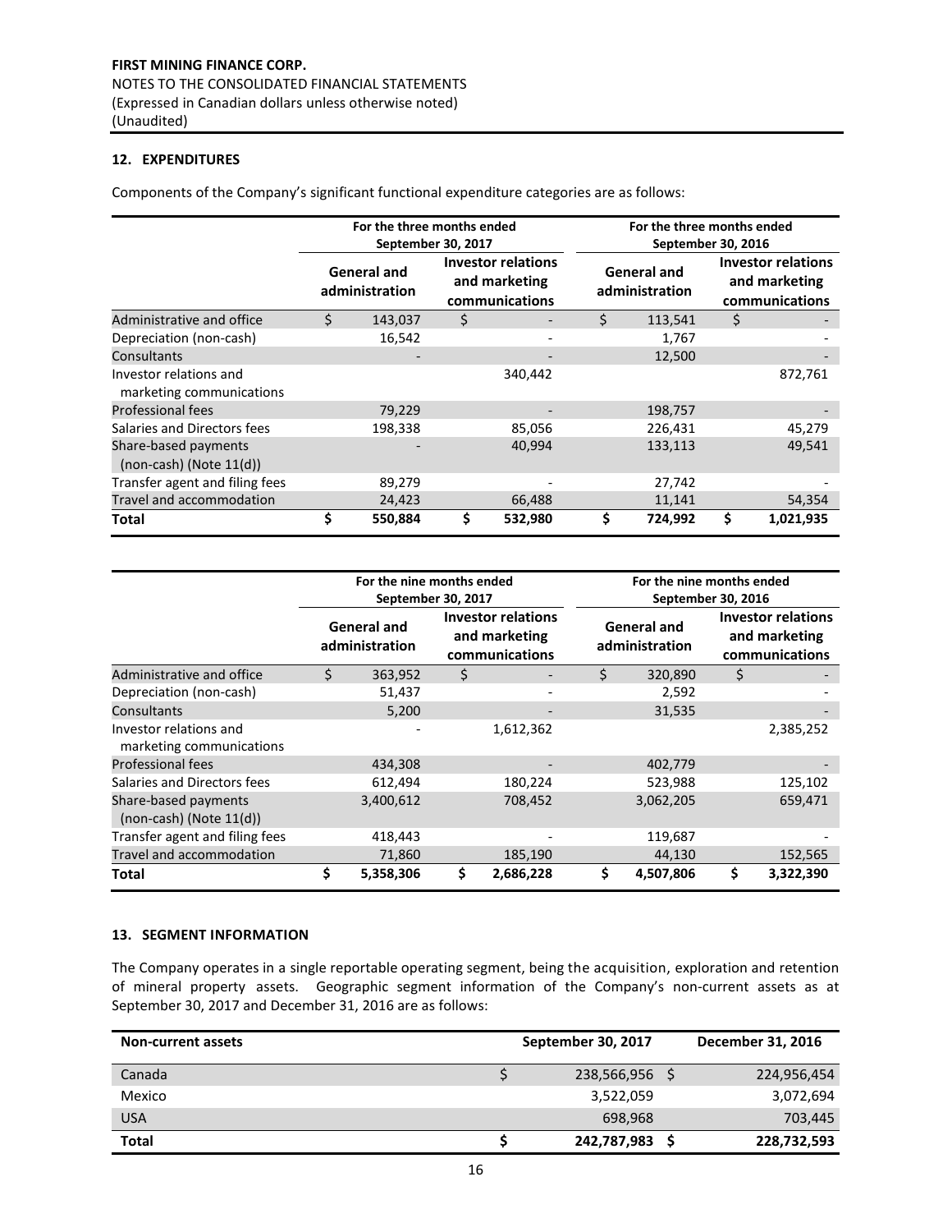## 12. EXPENDITURES

Components of the Company's significant functional expenditure categories are as follows:

| | For the three months ended September 30, 2017 | | For the three months ended September 30, 2016 | |
|---|---|---|---|---|
| | General and administration | Investor relations and marketing communications | General and administration | Investor relations and marketing communications |
| Administrative and office | $ 143,037 | $ - | $ 113,541 | $ - |
| Depreciation (non-cash) | 16,542 | - | 1,767 | - |
| Consultants | - | - | 12,500 | - |
| Investor relations and marketing communications | | 340,442 | | 872,761 |
| Professional fees | 79,229 | - | 198,757 | - |
| Salaries and Directors fees | 198,338 | 85,056 | 226,431 | 45,279 |
| Share-based payments (non-cash) (Note 11(d)) | - | 40,994 | 133,113 | 49,541 |
| Transfer agent and filing fees | 89,279 | - | 27,742 | - |
| Travel and accommodation | 24,423 | 66,488 | 11,141 | 54,354 |
| **Total** | **$ 550,884** | **$ 532,980** | **$ 724,992** | **$ 1,021,935** |

| | For the nine months ended September 30, 2017 | | For the nine months ended September 30, 2016 | |
|---|---|---|---|---|
| | General and administration | Investor relations and marketing communications | General and administration | Investor relations and marketing communications |
| Administrative and office | $ 363,952 | $ - | $ 320,890 | $ - |
| Depreciation (non-cash) | 51,437 | - | 2,592 | - |
| Consultants | 5,200 | - | 31,535 | - |
| Investor relations and marketing communications | - | 1,612,362 | | 2,385,252 |
| Professional fees | 434,308 | - | 402,779 | - |
| Salaries and Directors fees | 612,494 | 180,224 | 523,988 | 125,102 |
| Share-based payments (non-cash) (Note 11(d)) | 3,400,612 | 708,452 | 3,062,205 | 659,471 |
| Transfer agent and filing fees | 418,443 | - | 119,687 | - |
| Travel and accommodation | 71,860 | 185,190 | 44,130 | 152,565 |
| **Total** | **$ 5,358,306** | **$ 2,686,228** | **$ 4,507,806** | **$ 3,322,390** |

## 13. SEGMENT INFORMATION

The Company operates in a single reportable operating segment, being the acquisition, exploration and retention of mineral property assets. Geographic segment information of the Company's non-current assets as at September 30, 2017 and December 31, 2016 are as follows:

| Non-current assets | September 30, 2017 | December 31, 2016 |
|---|---|---|
| Canada | $ 238,566,956 | $ 224,956,454 |
| Mexico | 3,522,059 | 3,072,694 |
| USA | 698,968 | 703,445 |
| **Total** | **$ 242,787,983** | **$ 228,732,593** |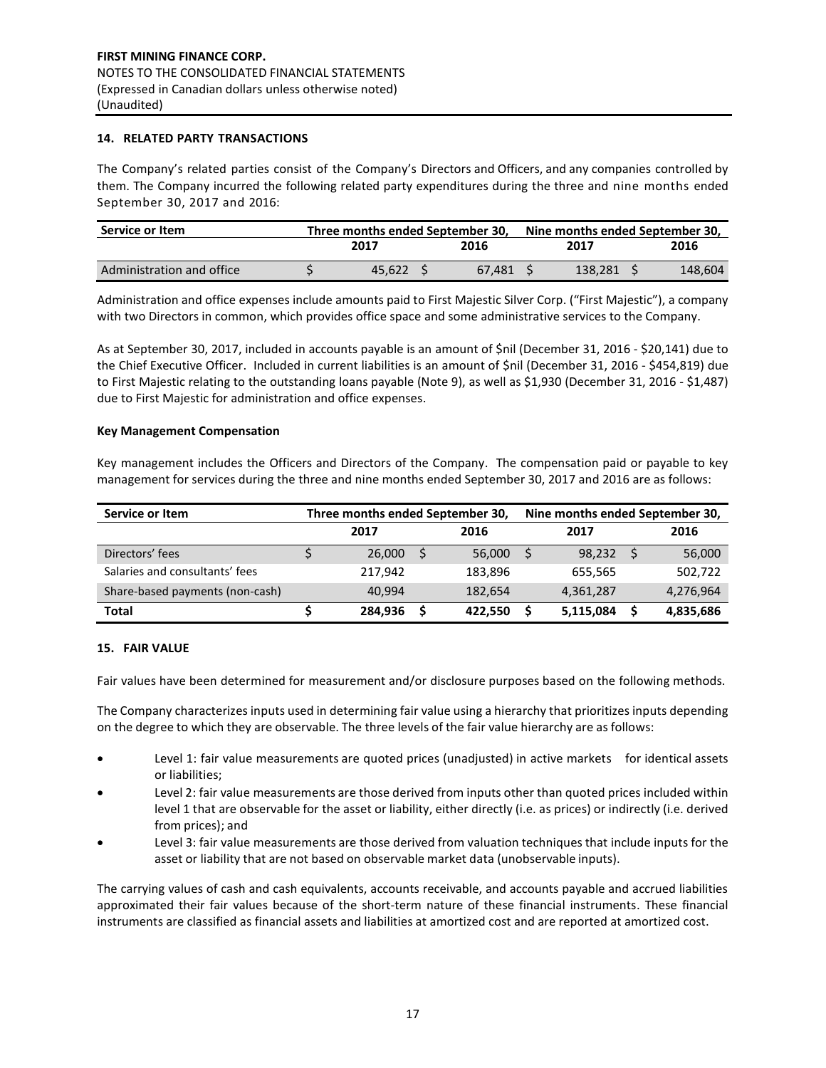## 14. RELATED PARTY TRANSACTIONS

The Company's related parties consist of the Company's Directors and Officers, and any companies controlled by them. The Company incurred the following related party expenditures during the three and nine months ended September 30, 2017 and 2016:

| Service or Item | Three months ended September 30, | | Nine months ended September 30, | |
|---|---|---|---|---|
| | 2017 | 2016 | 2017 | 2016 |
| Administration and office | $ 45,622 | $ 67,481 | $ 138,281 | $ 148,604 |

Administration and office expenses include amounts paid to First Majestic Silver Corp. ("First Majestic"), a company with two Directors in common, which provides office space and some administrative services to the Company.

As at September 30, 2017, included in accounts payable is an amount of $nil (December 31, 2016 - $20,141) due to the Chief Executive Officer. Included in current liabilities is an amount of $nil (December 31, 2016 - $454,819) due to First Majestic relating to the outstanding loans payable (Note 9), as well as $1,930 (December 31, 2016 - $1,487) due to First Majestic for administration and office expenses.

### Key Management Compensation

Key management includes the Officers and Directors of the Company. The compensation paid or payable to key management for services during the three and nine months ended September 30, 2017 and 2016 are as follows:

| Service or Item | Three months ended September 30, | | Nine months ended September 30, | |
|---|---|---|---|---|
| | 2017 | 2016 | 2017 | 2016 |
| Directors' fees | $ 26,000 | $ 56,000 | $ 98,232 | $ 56,000 |
| Salaries and consultants' fees | 217,942 | 183,896 | 655,565 | 502,722 |
| Share-based payments (non-cash) | 40,994 | 182,654 | 4,361,287 | 4,276,964 |
| **Total** | **$ 284,936** | **$ 422,550** | **$ 5,115,084** | **$ 4,835,686** |

## 15. FAIR VALUE

Fair values have been determined for measurement and/or disclosure purposes based on the following methods.

The Company characterizes inputs used in determining fair value using a hierarchy that prioritizes inputs depending on the degree to which they are observable. The three levels of the fair value hierarchy are as follows:

- Level 1: fair value measurements are quoted prices (unadjusted) in active markets for identical assets or liabilities;
- Level 2: fair value measurements are those derived from inputs other than quoted prices included within level 1 that are observable for the asset or liability, either directly (i.e. as prices) or indirectly (i.e. derived from prices); and
- Level 3: fair value measurements are those derived from valuation techniques that include inputs for the asset or liability that are not based on observable market data (unobservable inputs).

The carrying values of cash and cash equivalents, accounts receivable, and accounts payable and accrued liabilities approximated their fair values because of the short-term nature of these financial instruments. These financial instruments are classified as financial assets and liabilities at amortized cost and are reported at amortized cost.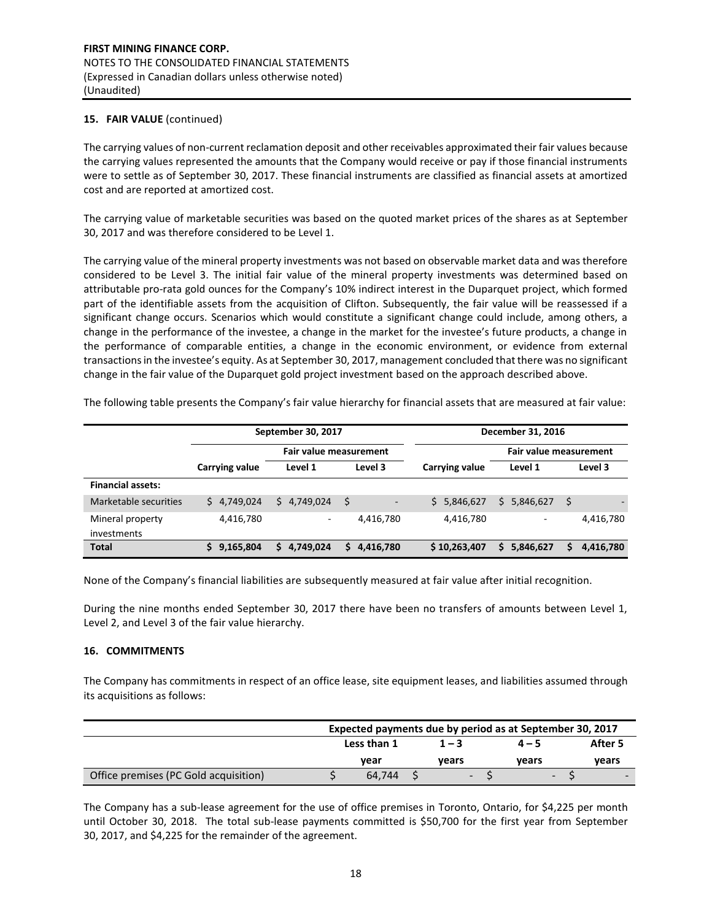**15. FAIR VALUE** (continued)

The carrying values of non-current reclamation deposit and other receivables approximated their fair values because the carrying values represented the amounts that the Company would receive or pay if those financial instruments were to settle as of September 30, 2017. These financial instruments are classified as financial assets at amortized cost and are reported at amortized cost.

The carrying value of marketable securities was based on the quoted market prices of the shares as at September 30, 2017 and was therefore considered to be Level 1.

The carrying value of the mineral property investments was not based on observable market data and was therefore considered to be Level 3. The initial fair value of the mineral property investments was determined based on attributable pro-rata gold ounces for the Company's 10% indirect interest in the Duparquet project, which formed part of the identifiable assets from the acquisition of Clifton. Subsequently, the fair value will be reassessed if a significant change occurs. Scenarios which would constitute a significant change could include, among others, a change in the performance of the investee, a change in the market for the investee's future products, a change in the performance of comparable entities, a change in the economic environment, or evidence from external transactions in the investee's equity. As at September 30, 2017, management concluded that there was no significant change in the fair value of the Duparquet gold project investment based on the approach described above.

The following table presents the Company's fair value hierarchy for financial assets that are measured at fair value:

| | September 30, 2017 | | | December 31, 2016 | | |
|---|---|---|---|---|---|---|
| | | Fair value measurement | | | Fair value measurement | |
| | Carrying value | Level 1 | Level 3 | Carrying value | Level 1 | Level 3 |
| **Financial assets:** | | | | | | |
| Marketable securities | $ 4,749,024 | $ 4,749,024 | $ - | $ 5,846,627 | $ 5,846,627 | $ - |
| Mineral property investments | 4,416,780 | - | 4,416,780 | 4,416,780 | - | 4,416,780 |
| **Total** | **$ 9,165,804** | **$ 4,749,024** | **$ 4,416,780** | **$ 10,263,407** | **$ 5,846,627** | **$ 4,416,780** |

None of the Company's financial liabilities are subsequently measured at fair value after initial recognition.

During the nine months ended September 30, 2017 there have been no transfers of amounts between Level 1, Level 2, and Level 3 of the fair value hierarchy.

**16. COMMITMENTS**

The Company has commitments in respect of an office lease, site equipment leases, and liabilities assumed through its acquisitions as follows:

| | Expected payments due by period as at September 30, 2017 | | | |
|---|---|---|---|---|
| | Less than 1 year | 1 – 3 years | 4 – 5 years | After 5 years |
| Office premises (PC Gold acquisition) | $ 64,744 | $ - | $ - | $ - |

The Company has a sub-lease agreement for the use of office premises in Toronto, Ontario, for $4,225 per month until October 30, 2018. The total sub-lease payments committed is $50,700 for the first year from September 30, 2017, and $4,225 for the remainder of the agreement.